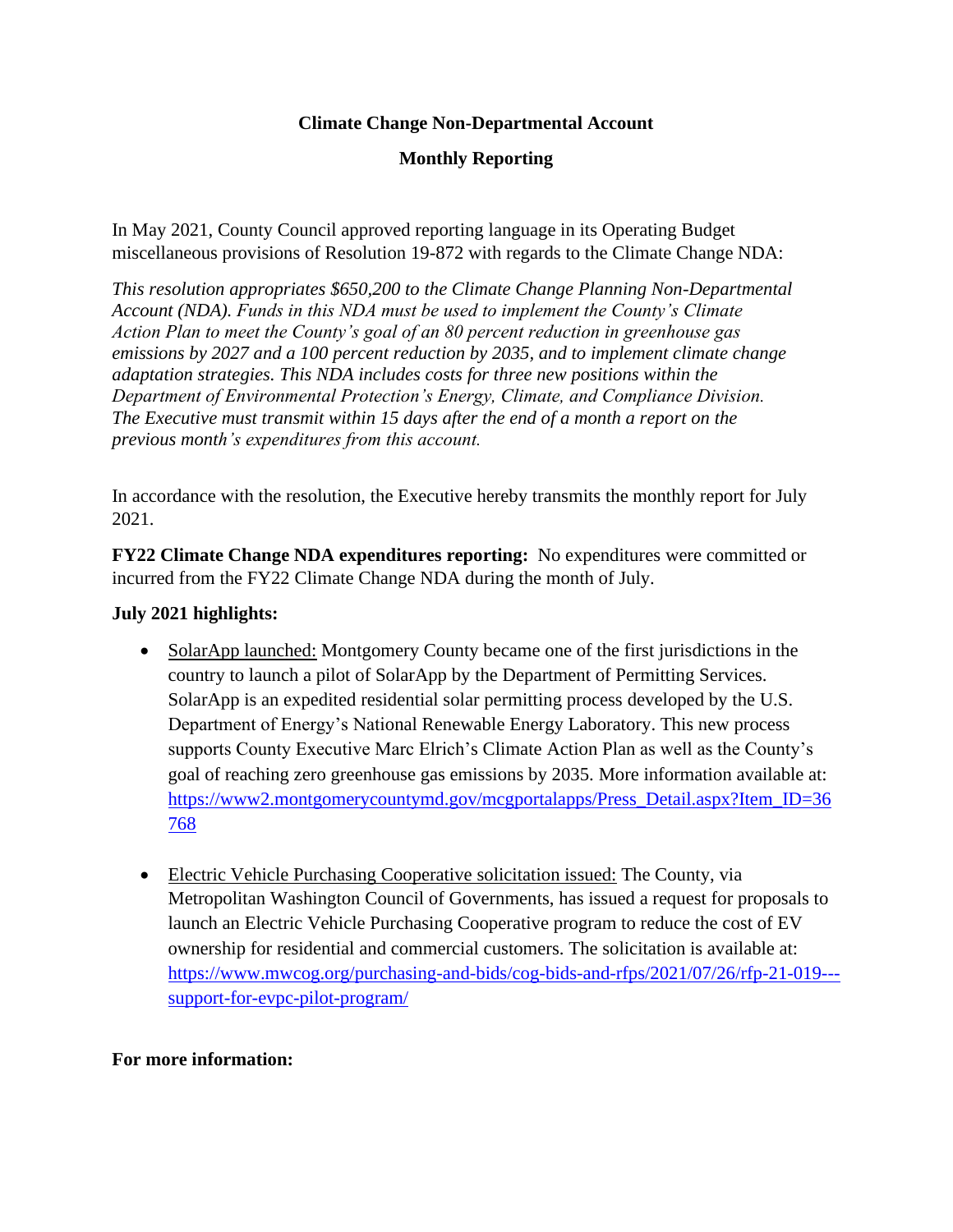**Climate Change Non-Departmental Account**

**Monthly Reporting**

In May 2021, County Council approved reporting language in its Operating Budget miscellaneous provisions of Resolution 19-872 with regards to the Climate Change NDA:

*This resolution appropriates $650,200 to the Climate Change Planning Non-Departmental Account (NDA). Funds in this NDA must be used to implement the County's Climate Action Plan to meet the County's goal of an 80 percent reduction in greenhouse gas emissions by 2027 and a 100 percent reduction by 2035, and to implement climate change adaptation strategies. This NDA includes costs for three new positions within the Department of Environmental Protection's Energy, Climate, and Compliance Division. The Executive must transmit within 15 days after the end of a month a report on the previous month's expenditures from this account.*

In accordance with the resolution, the Executive hereby transmits the monthly report for July 2021.

**FY22 Climate Change NDA expenditures reporting:** No expenditures were committed or incurred from the FY22 Climate Change NDA during the month of July.

**July 2021 highlights:**

- <u>SolarApp launched:</u> Montgomery County became one of the first jurisdictions in the country to launch a pilot of SolarApp by the Department of Permitting Services. SolarApp is an expedited residential solar permitting process developed by the U.S. Department of Energy's National Renewable Energy Laboratory. This new process supports County Executive Marc Elrich's Climate Action Plan as well as the County's goal of reaching zero greenhouse gas emissions by 2035. More information available at: https://www2.montgomerycountymd.gov/mcgportalapps/Press_Detail.aspx?Item_ID=36768

- <u>Electric Vehicle Purchasing Cooperative solicitation issued:</u> The County, via Metropolitan Washington Council of Governments, has issued a request for proposals to launch an Electric Vehicle Purchasing Cooperative program to reduce the cost of EV ownership for residential and commercial customers. The solicitation is available at: https://www.mwcog.org/purchasing-and-bids/cog-bids-and-rfps/2021/07/26/rfp-21-019---support-for-evpc-pilot-program/

**For more information:**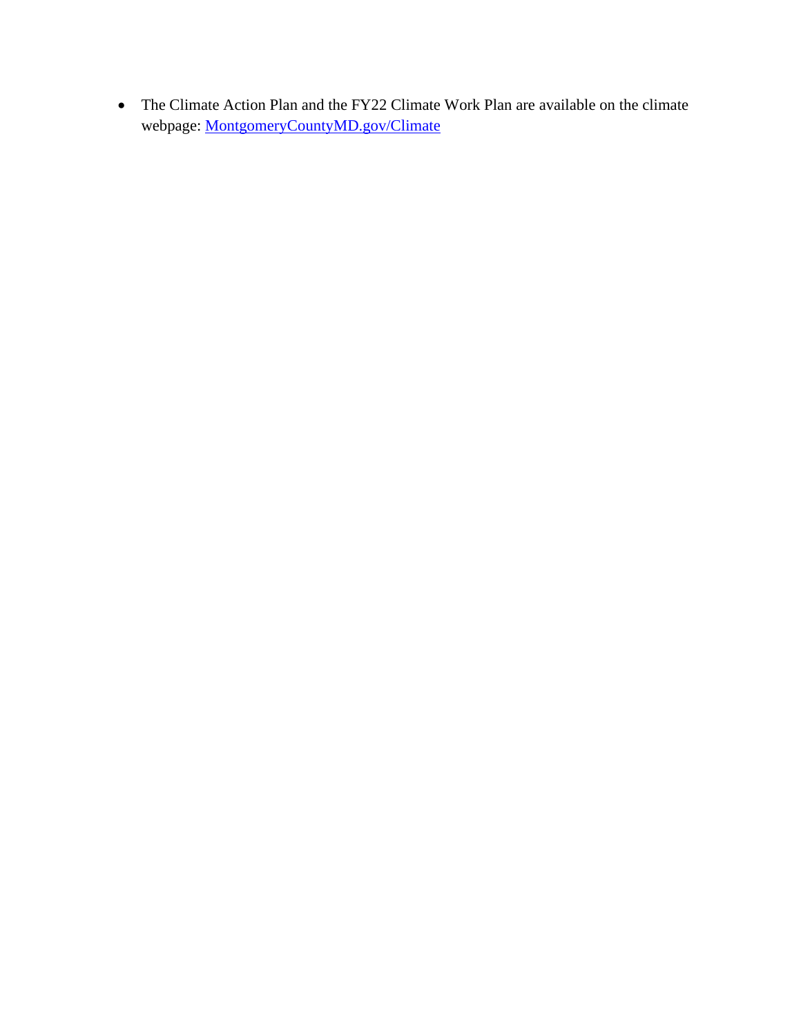- The Climate Action Plan and the FY22 Climate Work Plan are available on the climate webpage: [MontgomeryCountyMD.gov/Climate](https://MontgomeryCountyMD.gov/Climate)